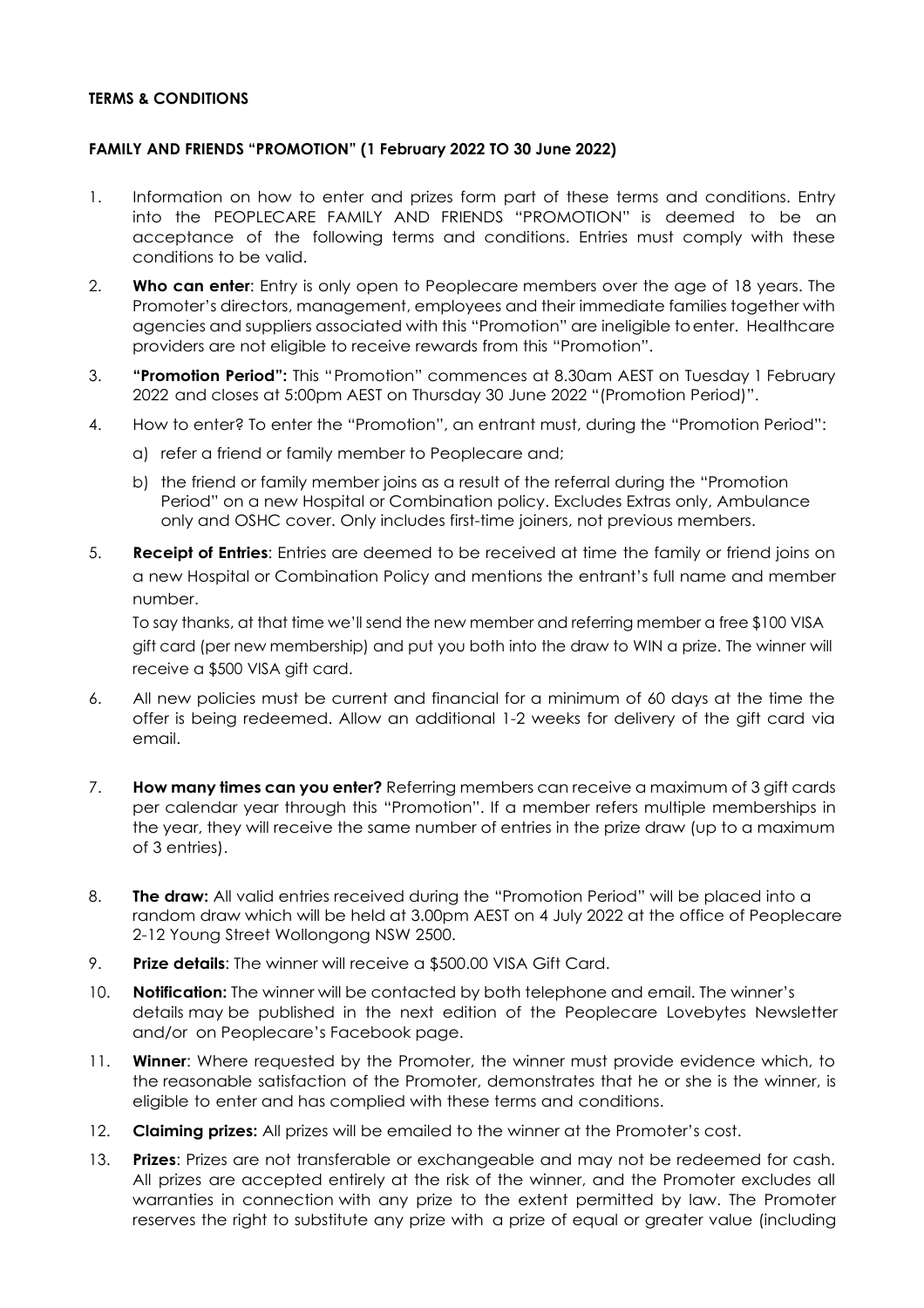**TERMS & CONDITIONS**

**FAMILY AND FRIENDS "PROMOTION" (1 February 2022 TO 30 June 2022)**

1. Information on how to enter and prizes form part of these terms and conditions. Entry into the PEOPLECARE FAMILY AND FRIENDS "PROMOTION" is deemed to be an acceptance of the following terms and conditions. Entries must comply with these conditions to be valid.
2. **Who can enter**: Entry is only open to Peoplecare members over the age of 18 years. The Promoter's directors, management, employees and their immediate families together with agencies and suppliers associated with this "Promotion" are ineligible to enter. Healthcare providers are not eligible to receive rewards from this "Promotion".
3. **"Promotion Period":** This "Promotion" commences at 8.30am AEST on Tuesday 1 February 2022 and closes at 5:00pm AEST on Thursday 30 June 2022 "(Promotion Period)".
4. How to enter? To enter the "Promotion", an entrant must, during the "Promotion Period":
   a) refer a friend or family member to Peoplecare and;
   b) the friend or family member joins as a result of the referral during the "Promotion Period" on a new Hospital or Combination policy. Excludes Extras only, Ambulance only and OSHC cover. Only includes first-time joiners, not previous members.
5. **Receipt of Entries**: Entries are deemed to be received at time the family or friend joins on a new Hospital or Combination Policy and mentions the entrant's full name and member number.

   To say thanks, at that time we'll send the new member and referring member a free $100 VISA gift card (per new membership) and put you both into the draw to WIN a prize. The winner will receive a $500 VISA gift card.
6. All new policies must be current and financial for a minimum of 60 days at the time the offer is being redeemed. Allow an additional 1-2 weeks for delivery of the gift card via email.
7. **How many times can you enter?** Referring members can receive a maximum of 3 gift cards per calendar year through this "Promotion". If a member refers multiple memberships in the year, they will receive the same number of entries in the prize draw (up to a maximum of 3 entries).
8. **The draw:** All valid entries received during the "Promotion Period" will be placed into a random draw which will be held at 3.00pm AEST on 4 July 2022 at the office of Peoplecare 2-12 Young Street Wollongong NSW 2500.
9. **Prize details**: The winner will receive a $500.00 VISA Gift Card.
10. **Notification:** The winner will be contacted by both telephone and email. The winner's details may be published in the next edition of the Peoplecare Lovebytes Newsletter and/or on Peoplecare's Facebook page.
11. **Winner**: Where requested by the Promoter, the winner must provide evidence which, to the reasonable satisfaction of the Promoter, demonstrates that he or she is the winner, is eligible to enter and has complied with these terms and conditions.
12. **Claiming prizes:** All prizes will be emailed to the winner at the Promoter's cost.
13. **Prizes**: Prizes are not transferable or exchangeable and may not be redeemed for cash. All prizes are accepted entirely at the risk of the winner, and the Promoter excludes all warranties in connection with any prize to the extent permitted by law. The Promoter reserves the right to substitute any prize with a prize of equal or greater value (including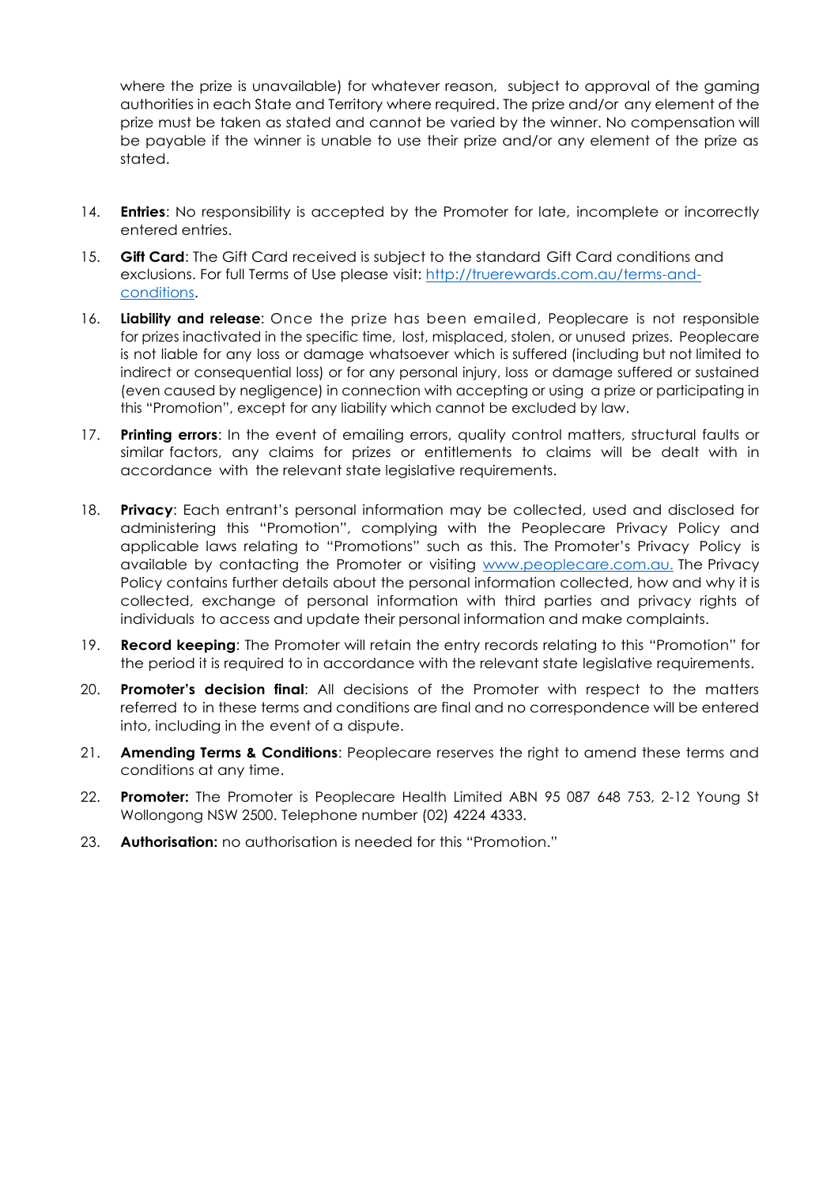where the prize is unavailable) for whatever reason, subject to approval of the gaming authorities in each State and Territory where required. The prize and/or any element of the prize must be taken as stated and cannot be varied by the winner. No compensation will be payable if the winner is unable to use their prize and/or any element of the prize as stated.

14. **Entries**: No responsibility is accepted by the Promoter for late, incomplete or incorrectly entered entries.

15. **Gift Card**: The Gift Card received is subject to the standard Gift Card conditions and exclusions. For full Terms of Use please visit: [http://truerewards.com.au/terms-and-conditions](http://truerewards.com.au/terms-and-conditions).

16. **Liability and release**: Once the prize has been emailed, Peoplecare is not responsible for prizes inactivated in the specific time, lost, misplaced, stolen, or unused prizes. Peoplecare is not liable for any loss or damage whatsoever which is suffered (including but not limited to indirect or consequential loss) or for any personal injury, loss or damage suffered or sustained (even caused by negligence) in connection with accepting or using a prize or participating in this "Promotion", except for any liability which cannot be excluded by law.

17. **Printing errors**: In the event of emailing errors, quality control matters, structural faults or similar factors, any claims for prizes or entitlements to claims will be dealt with in accordance with the relevant state legislative requirements.

18. **Privacy**: Each entrant's personal information may be collected, used and disclosed for administering this "Promotion", complying with the Peoplecare Privacy Policy and applicable laws relating to "Promotions" such as this. The Promoter's Privacy Policy is available by contacting the Promoter or visiting [www.peoplecare.com.au.](http://www.peoplecare.com.au) The Privacy Policy contains further details about the personal information collected, how and why it is collected, exchange of personal information with third parties and privacy rights of individuals to access and update their personal information and make complaints.

19. **Record keeping**: The Promoter will retain the entry records relating to this "Promotion" for the period it is required to in accordance with the relevant state legislative requirements.

20. **Promoter's decision final**: All decisions of the Promoter with respect to the matters referred to in these terms and conditions are final and no correspondence will be entered into, including in the event of a dispute.

21. **Amending Terms & Conditions**: Peoplecare reserves the right to amend these terms and conditions at any time.

22. **Promoter:** The Promoter is Peoplecare Health Limited ABN 95 087 648 753, 2-12 Young St Wollongong NSW 2500. Telephone number (02) 4224 4333.

23. **Authorisation:** no authorisation is needed for this "Promotion."